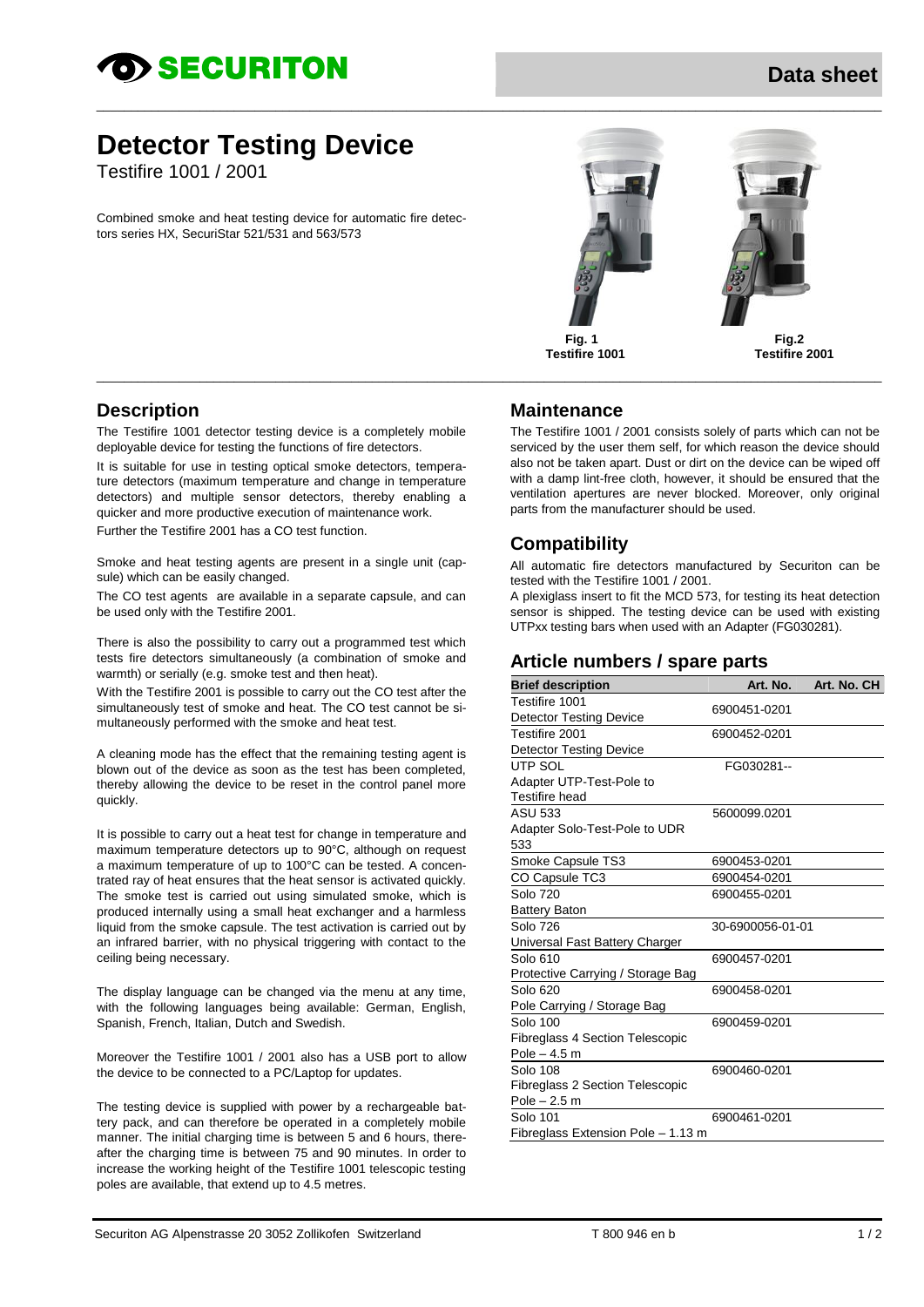SECURITON

Data sheet

# Detector Testing Device

Testifire 1001 / 2001

Combined smoke and heat testing device for automatic fire detectors series HX, SecuriStar 521/531 and 563/573

**Fig. 1**
**Testifire 1001**

**Fig.2**
**Testifire 2001**

## Description

The Testifire 1001 detector testing device is a completely mobile deployable device for testing the functions of fire detectors.

It is suitable for use in testing optical smoke detectors, temperature detectors (maximum temperature and change in temperature detectors) and multiple sensor detectors, thereby enabling a quicker and more productive execution of maintenance work.

Further the Testifire 2001 has a CO test function.

Smoke and heat testing agents are present in a single unit (capsule) which can be easily changed.

The CO test agents are available in a separate capsule, and can be used only with the Testifire 2001.

There is also the possibility to carry out a programmed test which tests fire detectors simultaneously (a combination of smoke and warmth) or serially (e.g. smoke test and then heat).

With the Testifire 2001 is possible to carry out the CO test after the simultaneously test of smoke and heat. The CO test cannot be simultaneously performed with the smoke and heat test.

A cleaning mode has the effect that the remaining testing agent is blown out of the device as soon as the test has been completed, thereby allowing the device to be reset in the control panel more quickly.

It is possible to carry out a heat test for change in temperature and maximum temperature detectors up to 90°C, although on request a maximum temperature of up to 100°C can be tested. A concentrated ray of heat ensures that the heat sensor is activated quickly. The smoke test is carried out using simulated smoke, which is produced internally using a small heat exchanger and a harmless liquid from the smoke capsule. The test activation is carried out by an infrared barrier, with no physical triggering with contact to the ceiling being necessary.

The display language can be changed via the menu at any time, with the following languages being available: German, English, Spanish, French, Italian, Dutch and Swedish.

Moreover the Testifire 1001 / 2001 also has a USB port to allow the device to be connected to a PC/Laptop for updates.

The testing device is supplied with power by a rechargeable battery pack, and can therefore be operated in a completely mobile manner. The initial charging time is between 5 and 6 hours, thereafter the charging time is between 75 and 90 minutes. In order to increase the working height of the Testifire 1001 telescopic testing poles are available, that extend up to 4.5 metres.

## Maintenance

The Testifire 1001 / 2001 consists solely of parts which can not be serviced by the user them self, for which reason the device should also not be taken apart. Dust or dirt on the device can be wiped off with a damp lint-free cloth, however, it should be ensured that the ventilation apertures are never blocked. Moreover, only original parts from the manufacturer should be used.

## Compatibility

All automatic fire detectors manufactured by Securiton can be tested with the Testifire 1001 / 2001.

A plexiglass insert to fit the MCD 573, for testing its heat detection sensor is shipped. The testing device can be used with existing UTPxx testing bars when used with an Adapter (FG030281).

## Article numbers / spare parts

| Brief description | Art. No. | Art. No. CH |
|---|---|---|
| Testifire 1001<br>Detector Testing Device | 6900451-0201 | |
| Testifire 2001<br>Detector Testing Device | 6900452-0201 | |
| UTP SOL<br>Adapter UTP-Test-Pole to Testifire head | FG030281-- | |
| ASU 533<br>Adapter Solo-Test-Pole to UDR 533 | 5600099.0201 | |
| Smoke Capsule TS3 | 6900453-0201 | |
| CO Capsule TC3 | 6900454-0201 | |
| Solo 720<br>Battery Baton | 6900455-0201 | |
| Solo 726<br>Universal Fast Battery Charger | 30-6900056-01-01 | |
| Solo 610<br>Protective Carrying / Storage Bag | 6900457-0201 | |
| Solo 620<br>Pole Carrying / Storage Bag | 6900458-0201 | |
| Solo 100<br>Fibreglass 4 Section Telescopic Pole – 4.5 m | 6900459-0201 | |
| Solo 108<br>Fibreglass 2 Section Telescopic Pole – 2.5 m | 6900460-0201 | |
| Solo 101<br>Fibreglass Extension Pole – 1.13 m | 6900461-0201 | |

Securiton AG Alpenstrasse 20 3052 Zollikofen Switzerland T 800 946 en b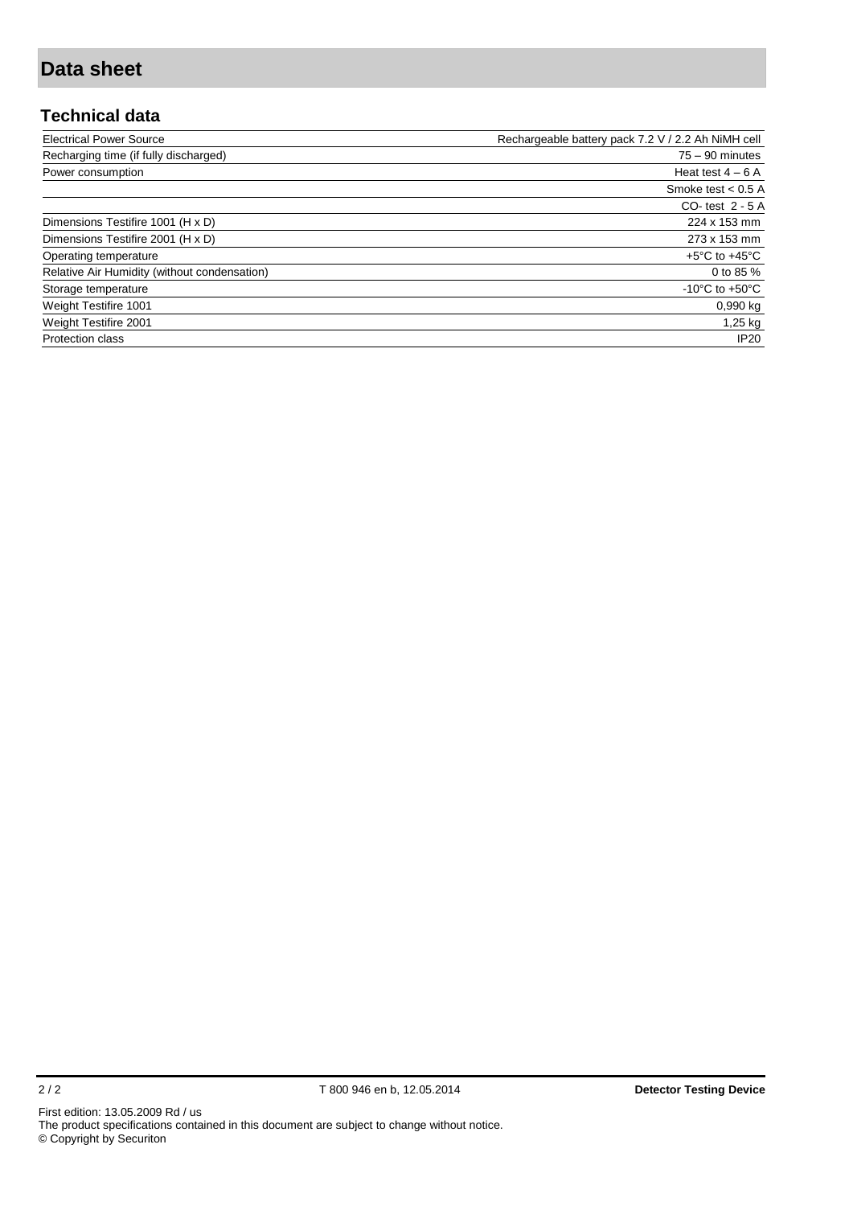# Data sheet

## Technical data

| | |
|---|---|
| Electrical Power Source | Rechargeable battery pack 7.2 V / 2.2 Ah NiMH cell |
| Recharging time (if fully discharged) | 75 – 90 minutes |
| Power consumption | Heat test 4 – 6 A |
| | Smoke test < 0.5 A |
| | CO- test 2 - 5 A |
| Dimensions Testifire 1001 (H x D) | 224 x 153 mm |
| Dimensions Testifire 2001 (H x D) | 273 x 153 mm |
| Operating temperature | +5°C to +45°C |
| Relative Air Humidity (without condensation) | 0 to 85 % |
| Storage temperature | -10°C to +50°C |
| Weight Testifire 1001 | 0,990 kg |
| Weight Testifire 2001 | 1,25 kg |
| Protection class | IP20 |

T 800 946 en b, 12.05.2014

**Detector Testing Device**

First edition: 13.05.2009 Rd / us
The product specifications contained in this document are subject to change without notice.
© Copyright by Securiton